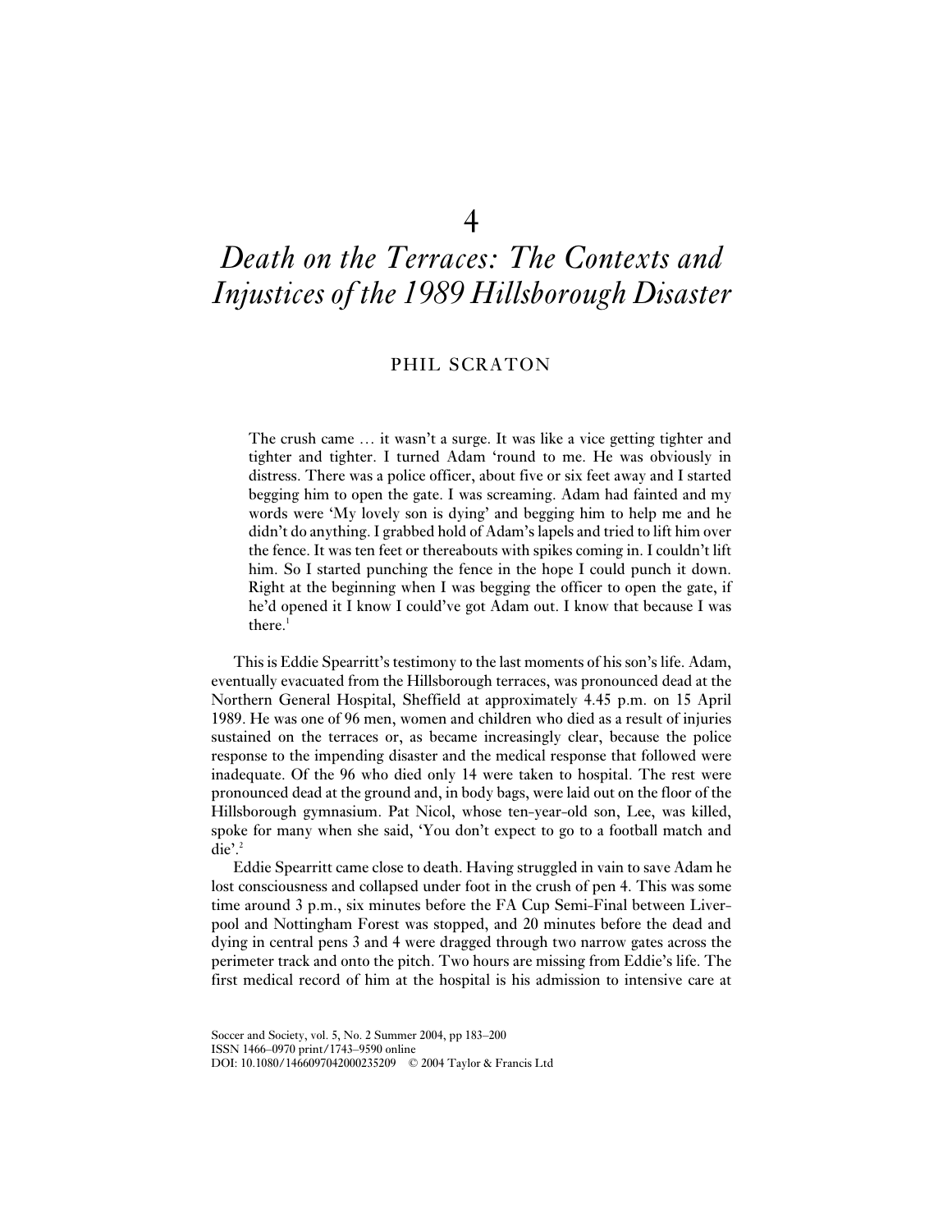# 4

# *Death on the Terraces: The Contexts and Injustices of the 1989 Hillsborough Disaster*

PHIL SCRATON

> The crush came … it wasn't a surge. It was like a vice getting tighter and tighter and tighter. I turned Adam 'round to me. He was obviously in distress. There was a police officer, about five or six feet away and I started begging him to open the gate. I was screaming. Adam had fainted and my words were 'My lovely son is dying' and begging him to help me and he didn't do anything. I grabbed hold of Adam's lapels and tried to lift him over the fence. It was ten feet or thereabouts with spikes coming in. I couldn't lift him. So I started punching the fence in the hope I could punch it down. Right at the beginning when I was begging the officer to open the gate, if he'd opened it I know I could've got Adam out. I know that because I was there.[1]

This is Eddie Spearritt's testimony to the last moments of his son's life. Adam, eventually evacuated from the Hillsborough terraces, was pronounced dead at the Northern General Hospital, Sheffield at approximately 4.45 p.m. on 15 April 1989. He was one of 96 men, women and children who died as a result of injuries sustained on the terraces or, as became increasingly clear, because the police response to the impending disaster and the medical response that followed were inadequate. Of the 96 who died only 14 were taken to hospital. The rest were pronounced dead at the ground and, in body bags, were laid out on the floor of the Hillsborough gymnasium. Pat Nicol, whose ten-year-old son, Lee, was killed, spoke for many when she said, 'You don't expect to go to a football match and die'.[2]

Eddie Spearritt came close to death. Having struggled in vain to save Adam he lost consciousness and collapsed under foot in the crush of pen 4. This was some time around 3 p.m., six minutes before the FA Cup Semi-Final between Liverpool and Nottingham Forest was stopped, and 20 minutes before the dead and dying in central pens 3 and 4 were dragged through two narrow gates across the perimeter track and onto the pitch. Two hours are missing from Eddie's life. The first medical record of him at the hospital is his admission to intensive care at

Soccer and Society, vol. 5, No. 2 Summer 2004, pp 183–200
ISSN 1466–0970 print/1743–9590 online
DOI: 10.1080/1466097042000235209 © 2004 Taylor & Francis Ltd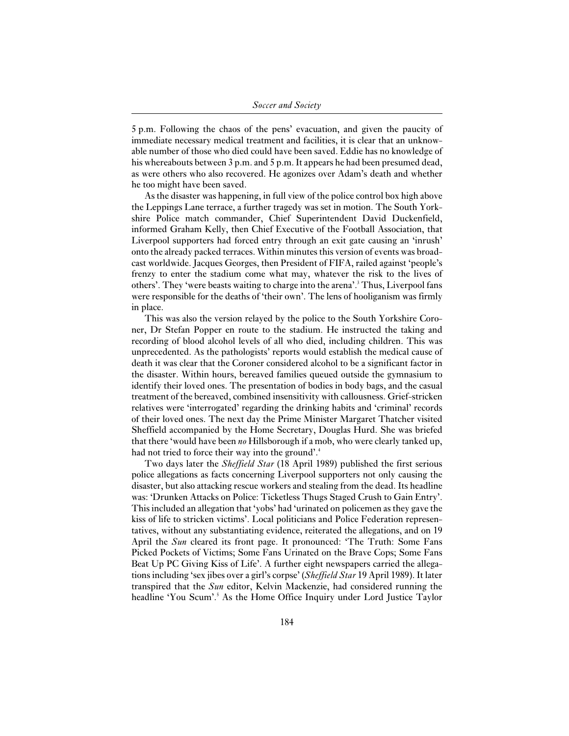5 p.m. Following the chaos of the pens' evacuation, and given the paucity of immediate necessary medical treatment and facilities, it is clear that an unknowable number of those who died could have been saved. Eddie has no knowledge of his whereabouts between 3 p.m. and 5 p.m. It appears he had been presumed dead, as were others who also recovered. He agonizes over Adam's death and whether he too might have been saved.

As the disaster was happening, in full view of the police control box high above the Leppings Lane terrace, a further tragedy was set in motion. The South Yorkshire Police match commander, Chief Superintendent David Duckenfield, informed Graham Kelly, then Chief Executive of the Football Association, that Liverpool supporters had forced entry through an exit gate causing an 'inrush' onto the already packed terraces. Within minutes this version of events was broadcast worldwide. Jacques Georges, then President of FIFA, railed against 'people's frenzy to enter the stadium come what may, whatever the risk to the lives of others'. They 'were beasts waiting to charge into the arena'.[3] Thus, Liverpool fans were responsible for the deaths of 'their own'. The lens of hooliganism was firmly in place.

This was also the version relayed by the police to the South Yorkshire Coroner, Dr Stefan Popper en route to the stadium. He instructed the taking and recording of blood alcohol levels of all who died, including children. This was unprecedented. As the pathologists' reports would establish the medical cause of death it was clear that the Coroner considered alcohol to be a significant factor in the disaster. Within hours, bereaved families queued outside the gymnasium to identify their loved ones. The presentation of bodies in body bags, and the casual treatment of the bereaved, combined insensitivity with callousness. Grief-stricken relatives were 'interrogated' regarding the drinking habits and 'criminal' records of their loved ones. The next day the Prime Minister Margaret Thatcher visited Sheffield accompanied by the Home Secretary, Douglas Hurd. She was briefed that there 'would have been *no* Hillsborough if a mob, who were clearly tanked up, had not tried to force their way into the ground'.[4]

Two days later the *Sheffield Star* (18 April 1989) published the first serious police allegations as facts concerning Liverpool supporters not only causing the disaster, but also attacking rescue workers and stealing from the dead. Its headline was: 'Drunken Attacks on Police: Ticketless Thugs Staged Crush to Gain Entry'. This included an allegation that 'yobs' had 'urinated on policemen as they gave the kiss of life to stricken victims'. Local politicians and Police Federation representatives, without any substantiating evidence, reiterated the allegations, and on 19 April the *Sun* cleared its front page. It pronounced: 'The Truth: Some Fans Picked Pockets of Victims; Some Fans Urinated on the Brave Cops; Some Fans Beat Up PC Giving Kiss of Life'. A further eight newspapers carried the allegations including 'sex jibes over a girl's corpse' (*Sheffield Star* 19 April 1989). It later transpired that the *Sun* editor, Kelvin Mackenzie, had considered running the headline 'You Scum'.[5] As the Home Office Inquiry under Lord Justice Taylor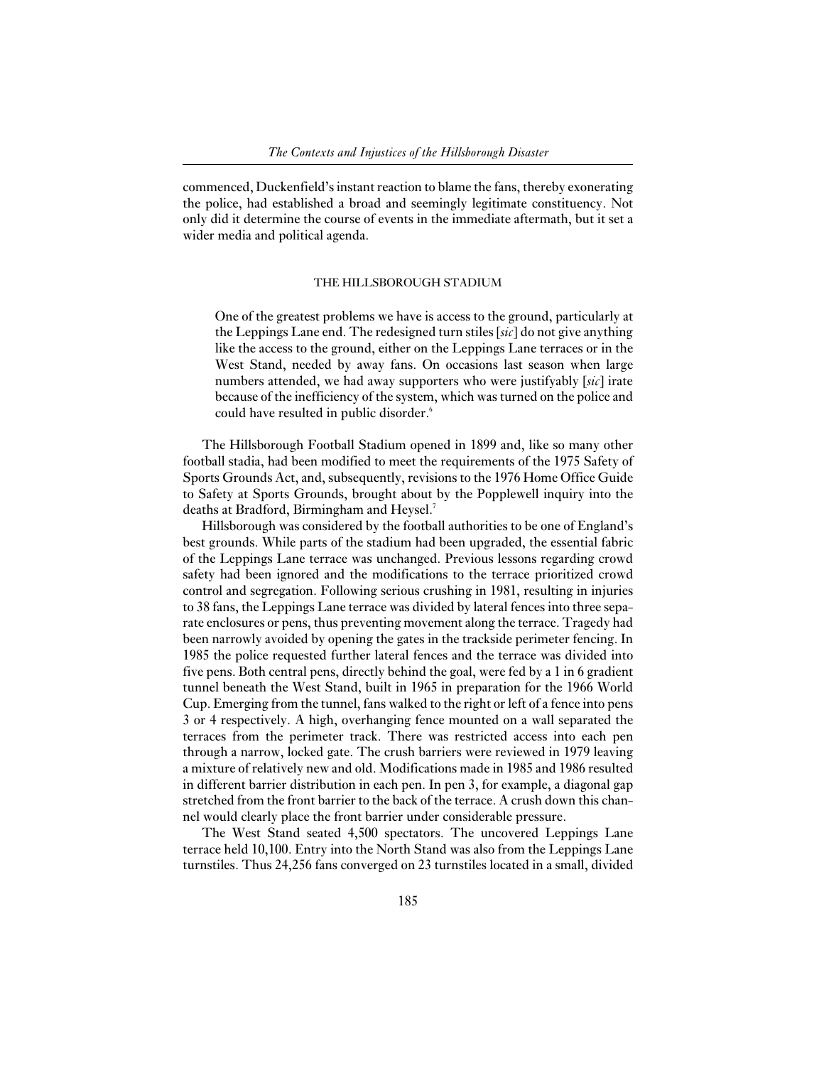commenced, Duckenfield's instant reaction to blame the fans, thereby exonerating the police, had established a broad and seemingly legitimate constituency. Not only did it determine the course of events in the immediate aftermath, but it set a wider media and political agenda.

## THE HILLSBOROUGH STADIUM

> One of the greatest problems we have is access to the ground, particularly at the Leppings Lane end. The redesigned turn stiles [*sic*] do not give anything like the access to the ground, either on the Leppings Lane terraces or in the West Stand, needed by away fans. On occasions last season when large numbers attended, we had away supporters who were justifyably [*sic*] irate because of the inefficiency of the system, which was turned on the police and could have resulted in public disorder.[6]

The Hillsborough Football Stadium opened in 1899 and, like so many other football stadia, had been modified to meet the requirements of the 1975 Safety of Sports Grounds Act, and, subsequently, revisions to the 1976 Home Office Guide to Safety at Sports Grounds, brought about by the Popplewell inquiry into the deaths at Bradford, Birmingham and Heysel.[7]

Hillsborough was considered by the football authorities to be one of England's best grounds. While parts of the stadium had been upgraded, the essential fabric of the Leppings Lane terrace was unchanged. Previous lessons regarding crowd safety had been ignored and the modifications to the terrace prioritized crowd control and segregation. Following serious crushing in 1981, resulting in injuries to 38 fans, the Leppings Lane terrace was divided by lateral fences into three separate enclosures or pens, thus preventing movement along the terrace. Tragedy had been narrowly avoided by opening the gates in the trackside perimeter fencing. In 1985 the police requested further lateral fences and the terrace was divided into five pens. Both central pens, directly behind the goal, were fed by a 1 in 6 gradient tunnel beneath the West Stand, built in 1965 in preparation for the 1966 World Cup. Emerging from the tunnel, fans walked to the right or left of a fence into pens 3 or 4 respectively. A high, overhanging fence mounted on a wall separated the terraces from the perimeter track. There was restricted access into each pen through a narrow, locked gate. The crush barriers were reviewed in 1979 leaving a mixture of relatively new and old. Modifications made in 1985 and 1986 resulted in different barrier distribution in each pen. In pen 3, for example, a diagonal gap stretched from the front barrier to the back of the terrace. A crush down this channel would clearly place the front barrier under considerable pressure.

The West Stand seated 4,500 spectators. The uncovered Leppings Lane terrace held 10,100. Entry into the North Stand was also from the Leppings Lane turnstiles. Thus 24,256 fans converged on 23 turnstiles located in a small, divided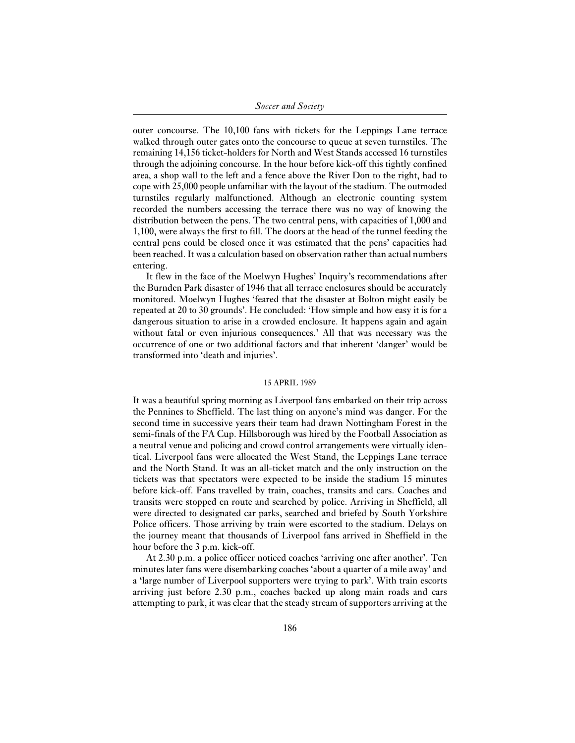outer concourse. The 10,100 fans with tickets for the Leppings Lane terrace walked through outer gates onto the concourse to queue at seven turnstiles. The remaining 14,156 ticket-holders for North and West Stands accessed 16 turnstiles through the adjoining concourse. In the hour before kick-off this tightly confined area, a shop wall to the left and a fence above the River Don to the right, had to cope with 25,000 people unfamiliar with the layout of the stadium. The outmoded turnstiles regularly malfunctioned. Although an electronic counting system recorded the numbers accessing the terrace there was no way of knowing the distribution between the pens. The two central pens, with capacities of 1,000 and 1,100, were always the first to fill. The doors at the head of the tunnel feeding the central pens could be closed once it was estimated that the pens' capacities had been reached. It was a calculation based on observation rather than actual numbers entering.

It flew in the face of the Moelwyn Hughes' Inquiry's recommendations after the Burnden Park disaster of 1946 that all terrace enclosures should be accurately monitored. Moelwyn Hughes 'feared that the disaster at Bolton might easily be repeated at 20 to 30 grounds'. He concluded: 'How simple and how easy it is for a dangerous situation to arise in a crowded enclosure. It happens again and again without fatal or even injurious consequences.' All that was necessary was the occurrence of one or two additional factors and that inherent 'danger' would be transformed into 'death and injuries'.

## 15 APRIL 1989

It was a beautiful spring morning as Liverpool fans embarked on their trip across the Pennines to Sheffield. The last thing on anyone's mind was danger. For the second time in successive years their team had drawn Nottingham Forest in the semi-finals of the FA Cup. Hillsborough was hired by the Football Association as a neutral venue and policing and crowd control arrangements were virtually identical. Liverpool fans were allocated the West Stand, the Leppings Lane terrace and the North Stand. It was an all-ticket match and the only instruction on the tickets was that spectators were expected to be inside the stadium 15 minutes before kick-off. Fans travelled by train, coaches, transits and cars. Coaches and transits were stopped en route and searched by police. Arriving in Sheffield, all were directed to designated car parks, searched and briefed by South Yorkshire Police officers. Those arriving by train were escorted to the stadium. Delays on the journey meant that thousands of Liverpool fans arrived in Sheffield in the hour before the 3 p.m. kick-off.

At 2.30 p.m. a police officer noticed coaches 'arriving one after another'. Ten minutes later fans were disembarking coaches 'about a quarter of a mile away' and a 'large number of Liverpool supporters were trying to park'. With train escorts arriving just before 2.30 p.m., coaches backed up along main roads and cars attempting to park, it was clear that the steady stream of supporters arriving at the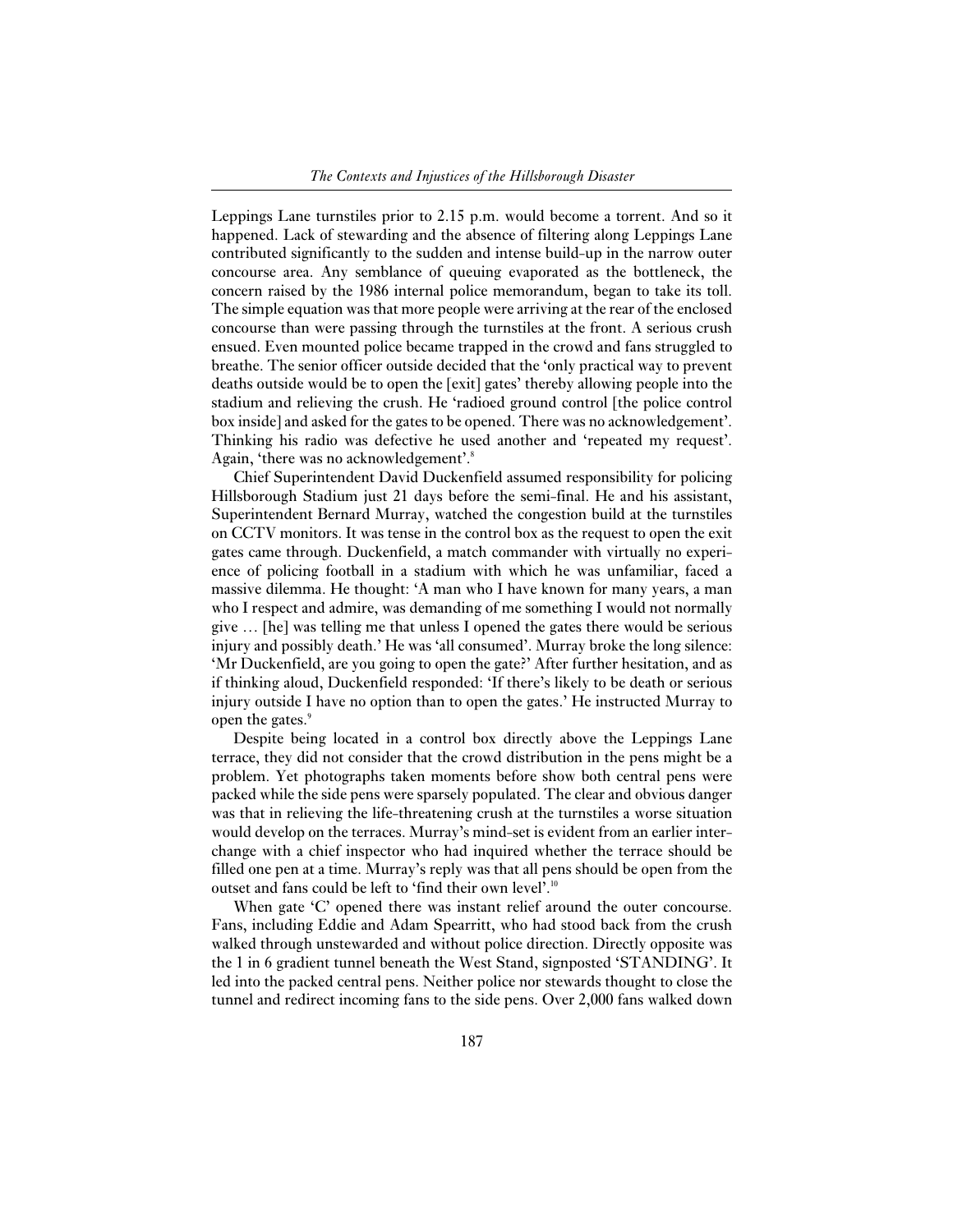Leppings Lane turnstiles prior to 2.15 p.m. would become a torrent. And so it happened. Lack of stewarding and the absence of filtering along Leppings Lane contributed significantly to the sudden and intense build-up in the narrow outer concourse area. Any semblance of queuing evaporated as the bottleneck, the concern raised by the 1986 internal police memorandum, began to take its toll. The simple equation was that more people were arriving at the rear of the enclosed concourse than were passing through the turnstiles at the front. A serious crush ensued. Even mounted police became trapped in the crowd and fans struggled to breathe. The senior officer outside decided that the 'only practical way to prevent deaths outside would be to open the [exit] gates' thereby allowing people into the stadium and relieving the crush. He 'radioed ground control [the police control box inside] and asked for the gates to be opened. There was no acknowledgement'. Thinking his radio was defective he used another and 'repeated my request'. Again, 'there was no acknowledgement'.[8]

Chief Superintendent David Duckenfield assumed responsibility for policing Hillsborough Stadium just 21 days before the semi-final. He and his assistant, Superintendent Bernard Murray, watched the congestion build at the turnstiles on CCTV monitors. It was tense in the control box as the request to open the exit gates came through. Duckenfield, a match commander with virtually no experience of policing football in a stadium with which he was unfamiliar, faced a massive dilemma. He thought: 'A man who I have known for many years, a man who I respect and admire, was demanding of me something I would not normally give … [he] was telling me that unless I opened the gates there would be serious injury and possibly death.' He was 'all consumed'. Murray broke the long silence: 'Mr Duckenfield, are you going to open the gate?' After further hesitation, and as if thinking aloud, Duckenfield responded: 'If there's likely to be death or serious injury outside I have no option than to open the gates.' He instructed Murray to open the gates.[9]

Despite being located in a control box directly above the Leppings Lane terrace, they did not consider that the crowd distribution in the pens might be a problem. Yet photographs taken moments before show both central pens were packed while the side pens were sparsely populated. The clear and obvious danger was that in relieving the life-threatening crush at the turnstiles a worse situation would develop on the terraces. Murray's mind-set is evident from an earlier interchange with a chief inspector who had inquired whether the terrace should be filled one pen at a time. Murray's reply was that all pens should be open from the outset and fans could be left to 'find their own level'.[10]

When gate 'C' opened there was instant relief around the outer concourse. Fans, including Eddie and Adam Spearritt, who had stood back from the crush walked through unstewarded and without police direction. Directly opposite was the 1 in 6 gradient tunnel beneath the West Stand, signposted 'STANDING'. It led into the packed central pens. Neither police nor stewards thought to close the tunnel and redirect incoming fans to the side pens. Over 2,000 fans walked down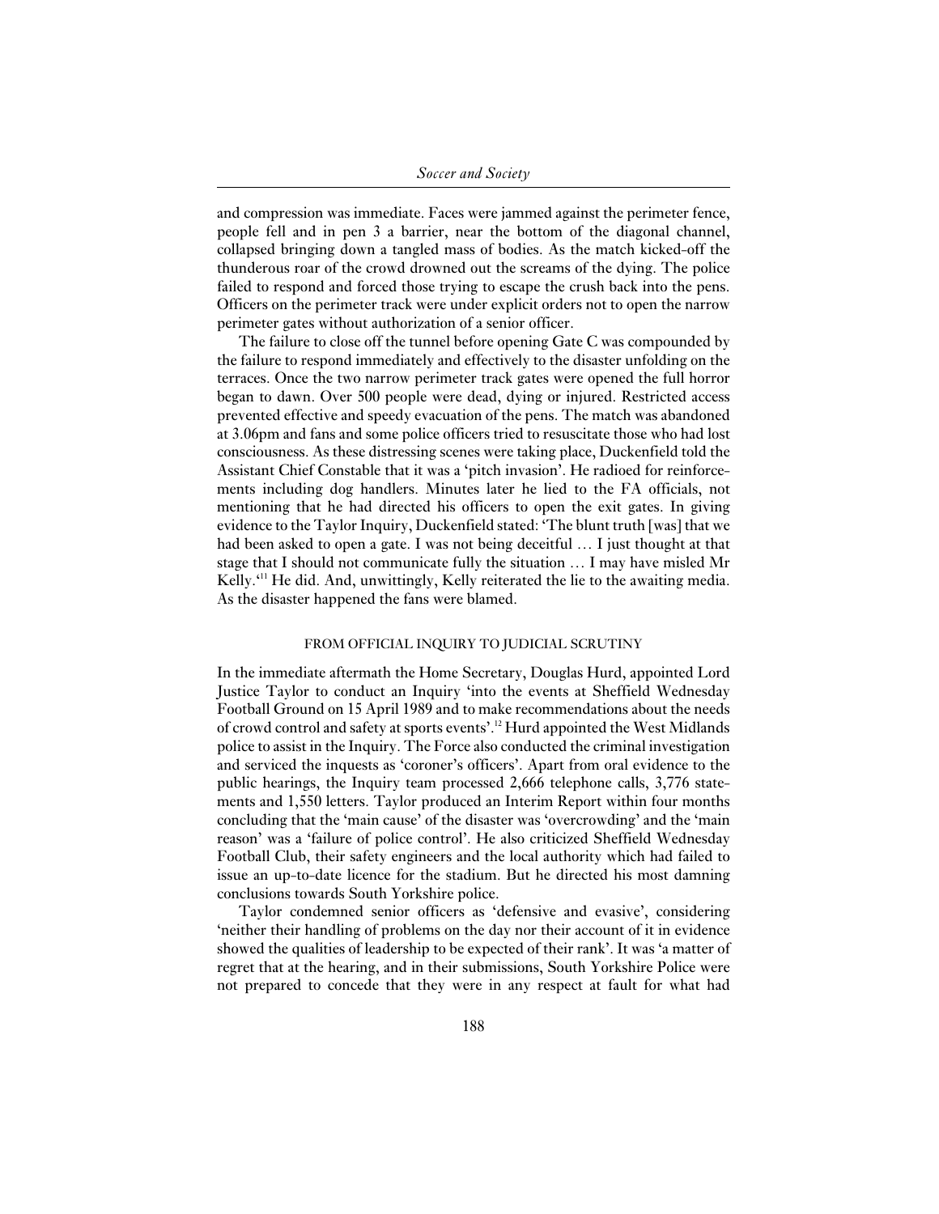and compression was immediate. Faces were jammed against the perimeter fence, people fell and in pen 3 a barrier, near the bottom of the diagonal channel, collapsed bringing down a tangled mass of bodies. As the match kicked-off the thunderous roar of the crowd drowned out the screams of the dying. The police failed to respond and forced those trying to escape the crush back into the pens. Officers on the perimeter track were under explicit orders not to open the narrow perimeter gates without authorization of a senior officer.

The failure to close off the tunnel before opening Gate C was compounded by the failure to respond immediately and effectively to the disaster unfolding on the terraces. Once the two narrow perimeter track gates were opened the full horror began to dawn. Over 500 people were dead, dying or injured. Restricted access prevented effective and speedy evacuation of the pens. The match was abandoned at 3.06pm and fans and some police officers tried to resuscitate those who had lost consciousness. As these distressing scenes were taking place, Duckenfield told the Assistant Chief Constable that it was a 'pitch invasion'. He radioed for reinforcements including dog handlers. Minutes later he lied to the FA officials, not mentioning that he had directed his officers to open the exit gates. In giving evidence to the Taylor Inquiry, Duckenfield stated: 'The blunt truth [was] that we had been asked to open a gate. I was not being deceitful … I just thought at that stage that I should not communicate fully the situation … I may have misled Mr Kelly.'[11] He did. And, unwittingly, Kelly reiterated the lie to the awaiting media. As the disaster happened the fans were blamed.

## FROM OFFICIAL INQUIRY TO JUDICIAL SCRUTINY

In the immediate aftermath the Home Secretary, Douglas Hurd, appointed Lord Justice Taylor to conduct an Inquiry 'into the events at Sheffield Wednesday Football Ground on 15 April 1989 and to make recommendations about the needs of crowd control and safety at sports events'.[12] Hurd appointed the West Midlands police to assist in the Inquiry. The Force also conducted the criminal investigation and serviced the inquests as 'coroner's officers'. Apart from oral evidence to the public hearings, the Inquiry team processed 2,666 telephone calls, 3,776 statements and 1,550 letters. Taylor produced an Interim Report within four months concluding that the 'main cause' of the disaster was 'overcrowding' and the 'main reason' was a 'failure of police control'. He also criticized Sheffield Wednesday Football Club, their safety engineers and the local authority which had failed to issue an up-to-date licence for the stadium. But he directed his most damning conclusions towards South Yorkshire police.

Taylor condemned senior officers as 'defensive and evasive', considering 'neither their handling of problems on the day nor their account of it in evidence showed the qualities of leadership to be expected of their rank'. It was 'a matter of regret that at the hearing, and in their submissions, South Yorkshire Police were not prepared to concede that they were in any respect at fault for what had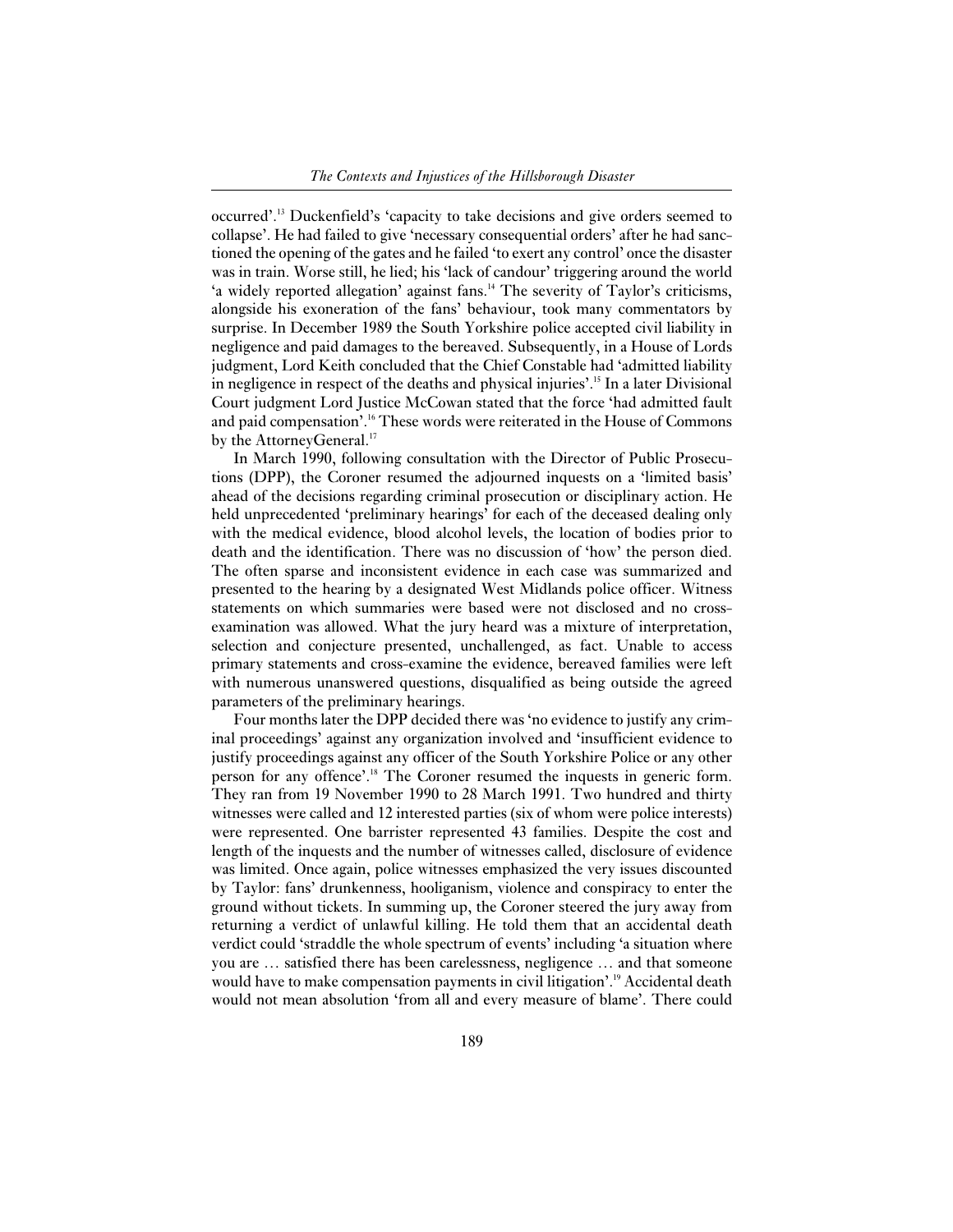occurred'.[13] Duckenfield's 'capacity to take decisions and give orders seemed to collapse'. He had failed to give 'necessary consequential orders' after he had sanctioned the opening of the gates and he failed 'to exert any control' once the disaster was in train. Worse still, he lied; his 'lack of candour' triggering around the world 'a widely reported allegation' against fans.[14] The severity of Taylor's criticisms, alongside his exoneration of the fans' behaviour, took many commentators by surprise. In December 1989 the South Yorkshire police accepted civil liability in negligence and paid damages to the bereaved. Subsequently, in a House of Lords judgment, Lord Keith concluded that the Chief Constable had 'admitted liability in negligence in respect of the deaths and physical injuries'.[15] In a later Divisional Court judgment Lord Justice McCowan stated that the force 'had admitted fault and paid compensation'.[16] These words were reiterated in the House of Commons by the AttorneyGeneral.[17]

In March 1990, following consultation with the Director of Public Prosecutions (DPP), the Coroner resumed the adjourned inquests on a 'limited basis' ahead of the decisions regarding criminal prosecution or disciplinary action. He held unprecedented 'preliminary hearings' for each of the deceased dealing only with the medical evidence, blood alcohol levels, the location of bodies prior to death and the identification. There was no discussion of 'how' the person died. The often sparse and inconsistent evidence in each case was summarized and presented to the hearing by a designated West Midlands police officer. Witness statements on which summaries were based were not disclosed and no cross-examination was allowed. What the jury heard was a mixture of interpretation, selection and conjecture presented, unchallenged, as fact. Unable to access primary statements and cross-examine the evidence, bereaved families were left with numerous unanswered questions, disqualified as being outside the agreed parameters of the preliminary hearings.

Four months later the DPP decided there was 'no evidence to justify any criminal proceedings' against any organization involved and 'insufficient evidence to justify proceedings against any officer of the South Yorkshire Police or any other person for any offence'.[18] The Coroner resumed the inquests in generic form. They ran from 19 November 1990 to 28 March 1991. Two hundred and thirty witnesses were called and 12 interested parties (six of whom were police interests) were represented. One barrister represented 43 families. Despite the cost and length of the inquests and the number of witnesses called, disclosure of evidence was limited. Once again, police witnesses emphasized the very issues discounted by Taylor: fans' drunkenness, hooliganism, violence and conspiracy to enter the ground without tickets. In summing up, the Coroner steered the jury away from returning a verdict of unlawful killing. He told them that an accidental death verdict could 'straddle the whole spectrum of events' including 'a situation where you are … satisfied there has been carelessness, negligence … and that someone would have to make compensation payments in civil litigation'.[19] Accidental death would not mean absolution 'from all and every measure of blame'. There could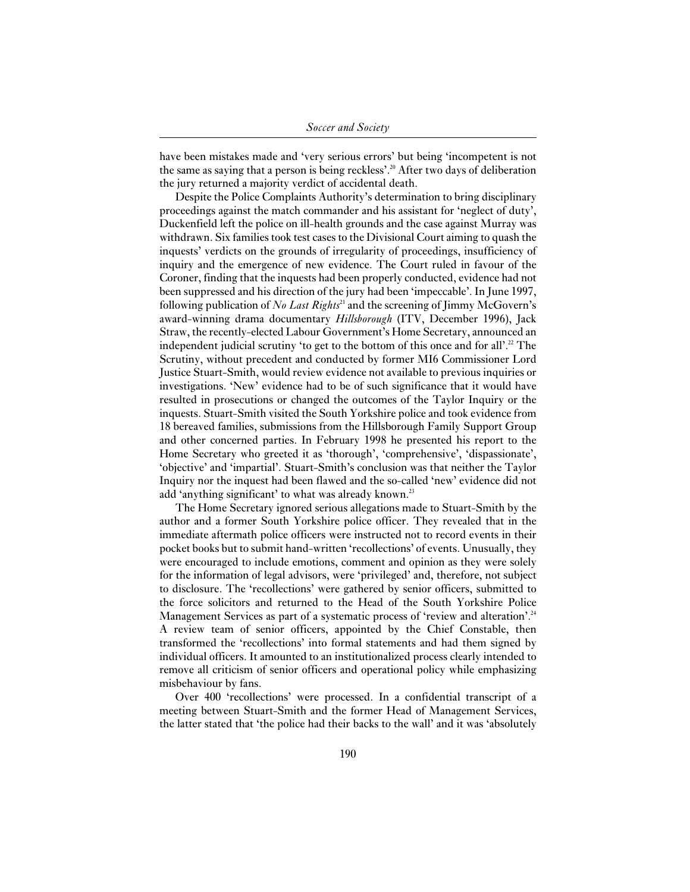have been mistakes made and 'very serious errors' but being 'incompetent is not the same as saying that a person is being reckless'.[20] After two days of deliberation the jury returned a majority verdict of accidental death.

Despite the Police Complaints Authority's determination to bring disciplinary proceedings against the match commander and his assistant for 'neglect of duty', Duckenfield left the police on ill-health grounds and the case against Murray was withdrawn. Six families took test cases to the Divisional Court aiming to quash the inquests' verdicts on the grounds of irregularity of proceedings, insufficiency of inquiry and the emergence of new evidence. The Court ruled in favour of the Coroner, finding that the inquests had been properly conducted, evidence had not been suppressed and his direction of the jury had been 'impeccable'. In June 1997, following publication of *No Last Rights*[21] and the screening of Jimmy McGovern's award-winning drama documentary *Hillsborough* (ITV, December 1996), Jack Straw, the recently-elected Labour Government's Home Secretary, announced an independent judicial scrutiny 'to get to the bottom of this once and for all'.[22] The Scrutiny, without precedent and conducted by former MI6 Commissioner Lord Justice Stuart-Smith, would review evidence not available to previous inquiries or investigations. 'New' evidence had to be of such significance that it would have resulted in prosecutions or changed the outcomes of the Taylor Inquiry or the inquests. Stuart-Smith visited the South Yorkshire police and took evidence from 18 bereaved families, submissions from the Hillsborough Family Support Group and other concerned parties. In February 1998 he presented his report to the Home Secretary who greeted it as 'thorough', 'comprehensive', 'dispassionate', 'objective' and 'impartial'. Stuart-Smith's conclusion was that neither the Taylor Inquiry nor the inquest had been flawed and the so-called 'new' evidence did not add 'anything significant' to what was already known.[23]

The Home Secretary ignored serious allegations made to Stuart-Smith by the author and a former South Yorkshire police officer. They revealed that in the immediate aftermath police officers were instructed not to record events in their pocket books but to submit hand-written 'recollections' of events. Unusually, they were encouraged to include emotions, comment and opinion as they were solely for the information of legal advisors, were 'privileged' and, therefore, not subject to disclosure. The 'recollections' were gathered by senior officers, submitted to the force solicitors and returned to the Head of the South Yorkshire Police Management Services as part of a systematic process of 'review and alteration'.[24] A review team of senior officers, appointed by the Chief Constable, then transformed the 'recollections' into formal statements and had them signed by individual officers. It amounted to an institutionalized process clearly intended to remove all criticism of senior officers and operational policy while emphasizing misbehaviour by fans.

Over 400 'recollections' were processed. In a confidential transcript of a meeting between Stuart-Smith and the former Head of Management Services, the latter stated that 'the police had their backs to the wall' and it was 'absolutely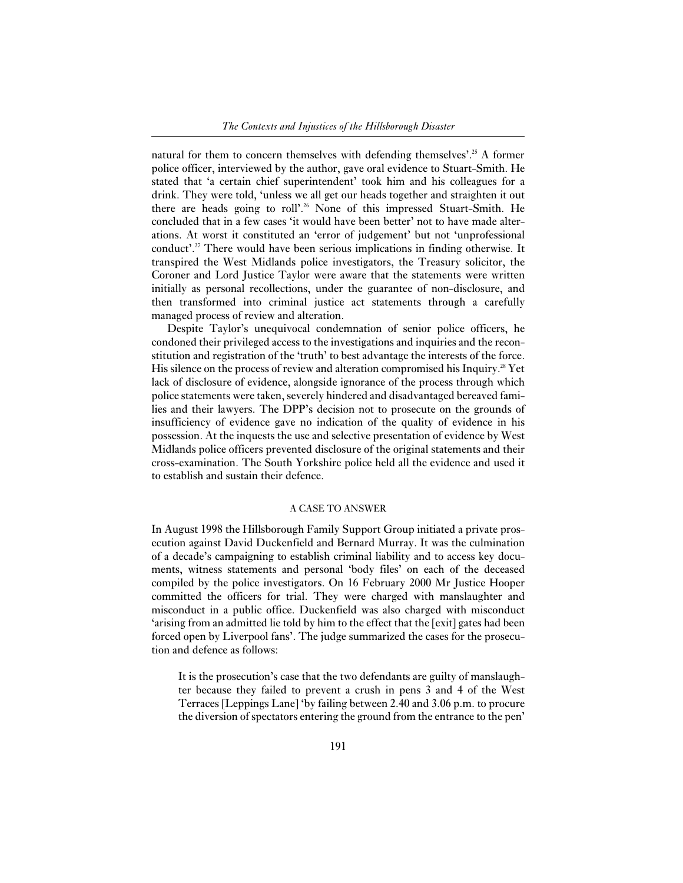natural for them to concern themselves with defending themselves'.[25] A former police officer, interviewed by the author, gave oral evidence to Stuart-Smith. He stated that 'a certain chief superintendent' took him and his colleagues for a drink. They were told, 'unless we all get our heads together and straighten it out there are heads going to roll'.[26] None of this impressed Stuart-Smith. He concluded that in a few cases 'it would have been better' not to have made alterations. At worst it constituted an 'error of judgement' but not 'unprofessional conduct'.[27] There would have been serious implications in finding otherwise. It transpired the West Midlands police investigators, the Treasury solicitor, the Coroner and Lord Justice Taylor were aware that the statements were written initially as personal recollections, under the guarantee of non-disclosure, and then transformed into criminal justice act statements through a carefully managed process of review and alteration.

Despite Taylor's unequivocal condemnation of senior police officers, he condoned their privileged access to the investigations and inquiries and the reconstitution and registration of the 'truth' to best advantage the interests of the force. His silence on the process of review and alteration compromised his Inquiry.[28] Yet lack of disclosure of evidence, alongside ignorance of the process through which police statements were taken, severely hindered and disadvantaged bereaved families and their lawyers. The DPP's decision not to prosecute on the grounds of insufficiency of evidence gave no indication of the quality of evidence in his possession. At the inquests the use and selective presentation of evidence by West Midlands police officers prevented disclosure of the original statements and their cross-examination. The South Yorkshire police held all the evidence and used it to establish and sustain their defence.

## A CASE TO ANSWER

In August 1998 the Hillsborough Family Support Group initiated a private prosecution against David Duckenfield and Bernard Murray. It was the culmination of a decade's campaigning to establish criminal liability and to access key documents, witness statements and personal 'body files' on each of the deceased compiled by the police investigators. On 16 February 2000 Mr Justice Hooper committed the officers for trial. They were charged with manslaughter and misconduct in a public office. Duckenfield was also charged with misconduct 'arising from an admitted lie told by him to the effect that the [exit] gates had been forced open by Liverpool fans'. The judge summarized the cases for the prosecution and defence as follows:

> It is the prosecution's case that the two defendants are guilty of manslaughter because they failed to prevent a crush in pens 3 and 4 of the West Terraces [Leppings Lane] 'by failing between 2.40 and 3.06 p.m. to procure the diversion of spectators entering the ground from the entrance to the pen'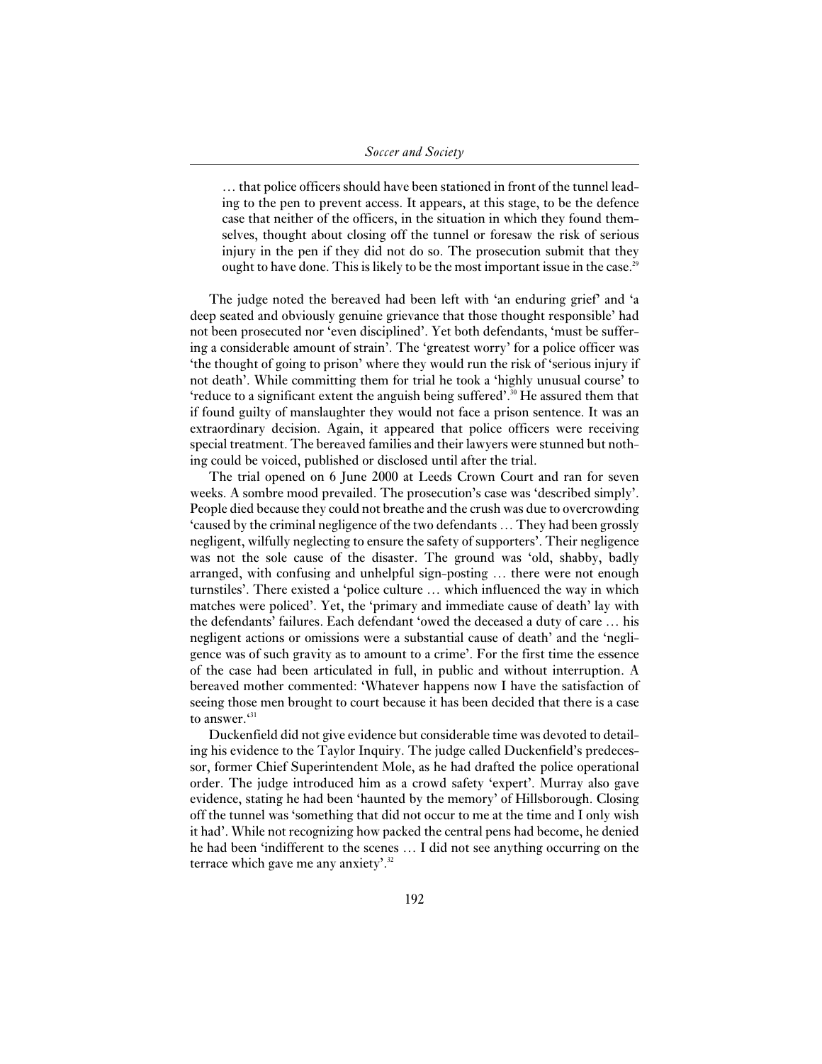> … that police officers should have been stationed in front of the tunnel leading to the pen to prevent access. It appears, at this stage, to be the defence case that neither of the officers, in the situation in which they found themselves, thought about closing off the tunnel or foresaw the risk of serious injury in the pen if they did not do so. The prosecution submit that they ought to have done. This is likely to be the most important issue in the case.[29]

The judge noted the bereaved had been left with 'an enduring grief' and 'a deep seated and obviously genuine grievance that those thought responsible' had not been prosecuted nor 'even disciplined'. Yet both defendants, 'must be suffering a considerable amount of strain'. The 'greatest worry' for a police officer was 'the thought of going to prison' where they would run the risk of 'serious injury if not death'. While committing them for trial he took a 'highly unusual course' to 'reduce to a significant extent the anguish being suffered'.[30] He assured them that if found guilty of manslaughter they would not face a prison sentence. It was an extraordinary decision. Again, it appeared that police officers were receiving special treatment. The bereaved families and their lawyers were stunned but nothing could be voiced, published or disclosed until after the trial.

The trial opened on 6 June 2000 at Leeds Crown Court and ran for seven weeks. A sombre mood prevailed. The prosecution's case was 'described simply'. People died because they could not breathe and the crush was due to overcrowding 'caused by the criminal negligence of the two defendants … They had been grossly negligent, wilfully neglecting to ensure the safety of supporters'. Their negligence was not the sole cause of the disaster. The ground was 'old, shabby, badly arranged, with confusing and unhelpful sign-posting … there were not enough turnstiles'. There existed a 'police culture … which influenced the way in which matches were policed'. Yet, the 'primary and immediate cause of death' lay with the defendants' failures. Each defendant 'owed the deceased a duty of care … his negligent actions or omissions were a substantial cause of death' and the 'negligence was of such gravity as to amount to a crime'. For the first time the essence of the case had been articulated in full, in public and without interruption. A bereaved mother commented: 'Whatever happens now I have the satisfaction of seeing those men brought to court because it has been decided that there is a case to answer.'[31]

Duckenfield did not give evidence but considerable time was devoted to detailing his evidence to the Taylor Inquiry. The judge called Duckenfield's predecessor, former Chief Superintendent Mole, as he had drafted the police operational order. The judge introduced him as a crowd safety 'expert'. Murray also gave evidence, stating he had been 'haunted by the memory' of Hillsborough. Closing off the tunnel was 'something that did not occur to me at the time and I only wish it had'. While not recognizing how packed the central pens had become, he denied he had been 'indifferent to the scenes … I did not see anything occurring on the terrace which gave me any anxiety'.[32]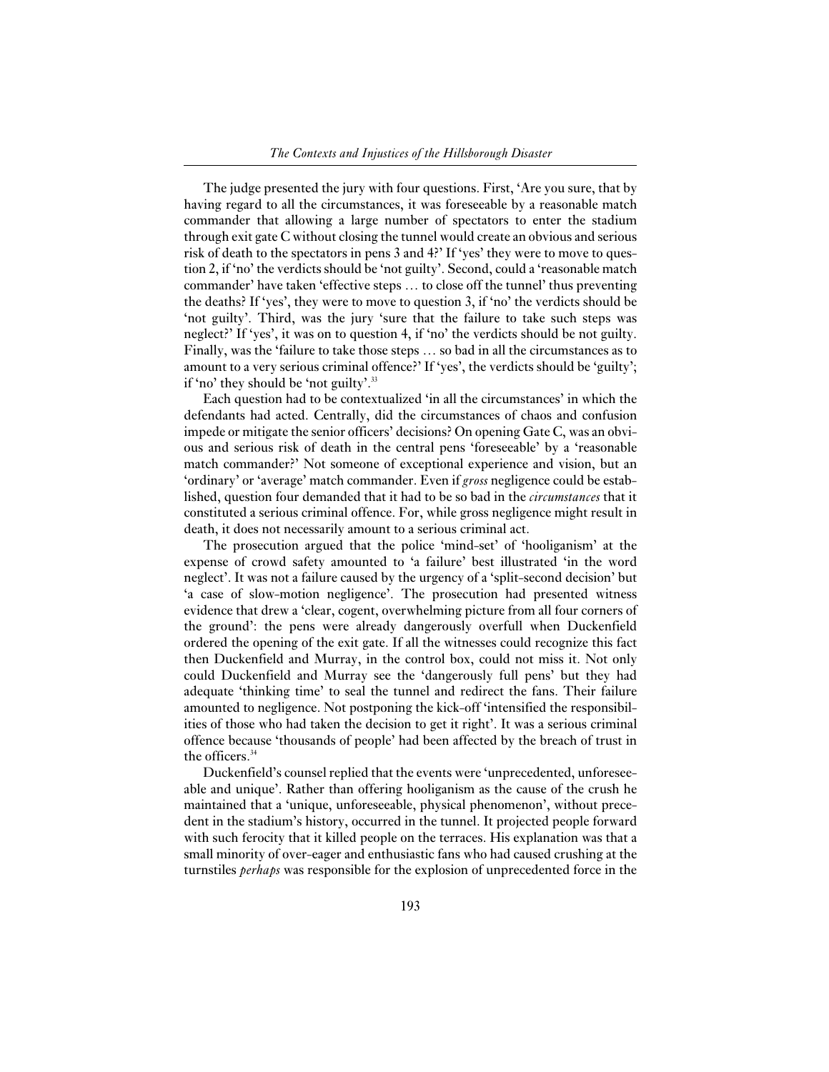The judge presented the jury with four questions. First, 'Are you sure, that by having regard to all the circumstances, it was foreseeable by a reasonable match commander that allowing a large number of spectators to enter the stadium through exit gate C without closing the tunnel would create an obvious and serious risk of death to the spectators in pens 3 and 4?' If 'yes' they were to move to question 2, if 'no' the verdicts should be 'not guilty'. Second, could a 'reasonable match commander' have taken 'effective steps … to close off the tunnel' thus preventing the deaths? If 'yes', they were to move to question 3, if 'no' the verdicts should be 'not guilty'. Third, was the jury 'sure that the failure to take such steps was neglect?' If 'yes', it was on to question 4, if 'no' the verdicts should be not guilty. Finally, was the 'failure to take those steps … so bad in all the circumstances as to amount to a very serious criminal offence?' If 'yes', the verdicts should be 'guilty'; if 'no' they should be 'not guilty'.[33]

Each question had to be contextualized 'in all the circumstances' in which the defendants had acted. Centrally, did the circumstances of chaos and confusion impede or mitigate the senior officers' decisions? On opening Gate C, was an obvious and serious risk of death in the central pens 'foreseeable' by a 'reasonable match commander?' Not someone of exceptional experience and vision, but an 'ordinary' or 'average' match commander. Even if *gross* negligence could be established, question four demanded that it had to be so bad in the *circumstances* that it constituted a serious criminal offence. For, while gross negligence might result in death, it does not necessarily amount to a serious criminal act.

The prosecution argued that the police 'mind-set' of 'hooliganism' at the expense of crowd safety amounted to 'a failure' best illustrated 'in the word neglect'. It was not a failure caused by the urgency of a 'split-second decision' but 'a case of slow-motion negligence'. The prosecution had presented witness evidence that drew a 'clear, cogent, overwhelming picture from all four corners of the ground': the pens were already dangerously overfull when Duckenfield ordered the opening of the exit gate. If all the witnesses could recognize this fact then Duckenfield and Murray, in the control box, could not miss it. Not only could Duckenfield and Murray see the 'dangerously full pens' but they had adequate 'thinking time' to seal the tunnel and redirect the fans. Their failure amounted to negligence. Not postponing the kick-off 'intensified the responsibilities of those who had taken the decision to get it right'. It was a serious criminal offence because 'thousands of people' had been affected by the breach of trust in the officers.[34]

Duckenfield's counsel replied that the events were 'unprecedented, unforeseeable and unique'. Rather than offering hooliganism as the cause of the crush he maintained that a 'unique, unforeseeable, physical phenomenon', without precedent in the stadium's history, occurred in the tunnel. It projected people forward with such ferocity that it killed people on the terraces. His explanation was that a small minority of over-eager and enthusiastic fans who had caused crushing at the turnstiles *perhaps* was responsible for the explosion of unprecedented force in the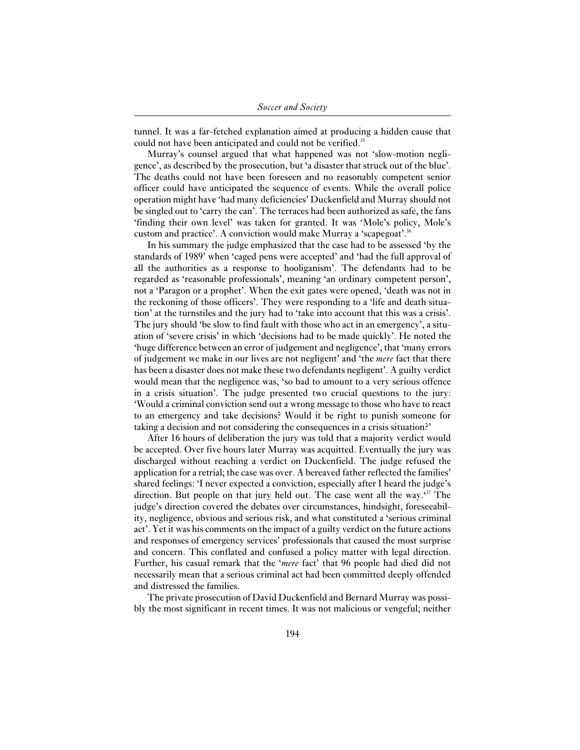tunnel. It was a far-fetched explanation aimed at producing a hidden cause that could not have been anticipated and could not be verified.[35]

Murray's counsel argued that what happened was not 'slow-motion negligence', as described by the prosecution, but 'a disaster that struck out of the blue'. The deaths could not have been foreseen and no reasonably competent senior officer could have anticipated the sequence of events. While the overall police operation might have 'had many deficiencies' Duckenfield and Murray should not be singled out to 'carry the can'. The terraces had been authorized as safe, the fans 'finding their own level' was taken for granted. It was 'Mole's policy, Mole's custom and practice'. A conviction would make Murray a 'scapegoat'.[36]

In his summary the judge emphasized that the case had to be assessed 'by the standards of 1989' when 'caged pens were accepted' and 'had the full approval of all the authorities as a response to hooliganism'. The defendants had to be regarded as 'reasonable professionals', meaning 'an ordinary competent person', not a 'Paragon or a prophet'. When the exit gates were opened, 'death was not in the reckoning of those officers'. They were responding to a 'life and death situation' at the turnstiles and the jury had to 'take into account that this was a crisis'. The jury should 'be slow to find fault with those who act in an emergency', a situation of 'severe crisis' in which 'decisions had to be made quickly'. He noted the 'huge difference between an error of judgement and negligence', that 'many errors of judgement we make in our lives are not negligent' and 'the *mere* fact that there has been a disaster does not make these two defendants negligent'. A guilty verdict would mean that the negligence was, 'so bad to amount to a very serious offence in a crisis situation'. The judge presented two crucial questions to the jury: 'Would a criminal conviction send out a wrong message to those who have to react to an emergency and take decisions? Would it be right to punish someone for taking a decision and not considering the consequences in a crisis situation?'

After 16 hours of deliberation the jury was told that a majority verdict would be accepted. Over five hours later Murray was acquitted. Eventually the jury was discharged without reaching a verdict on Duckenfield. The judge refused the application for a retrial; the case was over. A bereaved father reflected the families' shared feelings: 'I never expected a conviction, especially after I heard the judge's direction. But people on that jury held out. The case went all the way.'[37] The judge's direction covered the debates over circumstances, hindsight, foreseeability, negligence, obvious and serious risk, and what constituted a 'serious criminal act'. Yet it was his comments on the impact of a guilty verdict on the future actions and responses of emergency services' professionals that caused the most surprise and concern. This conflated and confused a policy matter with legal direction. Further, his casual remark that the '*mere* fact' that 96 people had died did not necessarily mean that a serious criminal act had been committed deeply offended and distressed the families.

The private prosecution of David Duckenfield and Bernard Murray was possibly the most significant in recent times. It was not malicious or vengeful; neither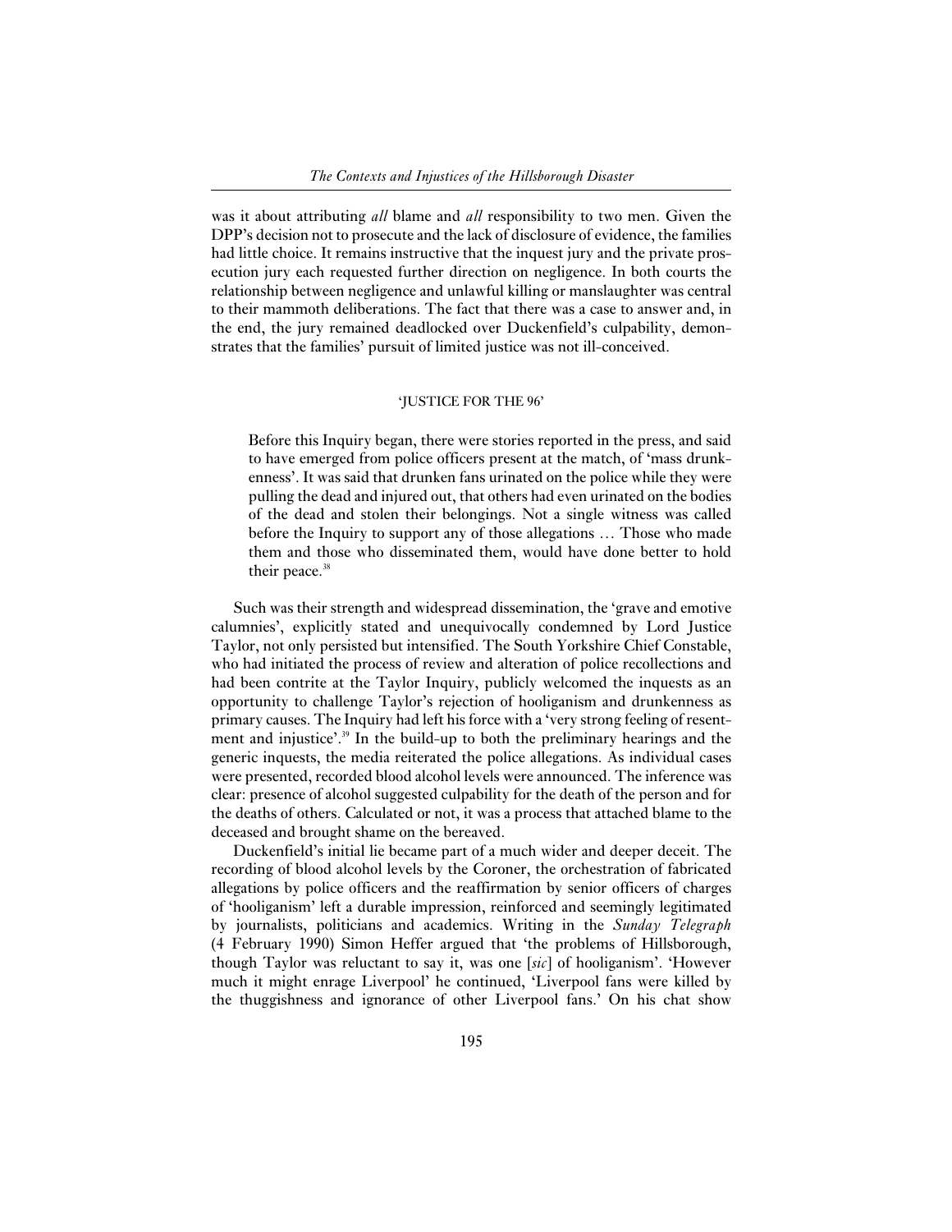was it about attributing *all* blame and *all* responsibility to two men. Given the DPP's decision not to prosecute and the lack of disclosure of evidence, the families had little choice. It remains instructive that the inquest jury and the private prosecution jury each requested further direction on negligence. In both courts the relationship between negligence and unlawful killing or manslaughter was central to their mammoth deliberations. The fact that there was a case to answer and, in the end, the jury remained deadlocked over Duckenfield's culpability, demonstrates that the families' pursuit of limited justice was not ill-conceived.

## 'JUSTICE FOR THE 96'

> Before this Inquiry began, there were stories reported in the press, and said to have emerged from police officers present at the match, of 'mass drunkenness'. It was said that drunken fans urinated on the police while they were pulling the dead and injured out, that others had even urinated on the bodies of the dead and stolen their belongings. Not a single witness was called before the Inquiry to support any of those allegations … Those who made them and those who disseminated them, would have done better to hold their peace.[38]

Such was their strength and widespread dissemination, the 'grave and emotive calumnies', explicitly stated and unequivocally condemned by Lord Justice Taylor, not only persisted but intensified. The South Yorkshire Chief Constable, who had initiated the process of review and alteration of police recollections and had been contrite at the Taylor Inquiry, publicly welcomed the inquests as an opportunity to challenge Taylor's rejection of hooliganism and drunkenness as primary causes. The Inquiry had left his force with a 'very strong feeling of resentment and injustice'.[39] In the build-up to both the preliminary hearings and the generic inquests, the media reiterated the police allegations. As individual cases were presented, recorded blood alcohol levels were announced. The inference was clear: presence of alcohol suggested culpability for the death of the person and for the deaths of others. Calculated or not, it was a process that attached blame to the deceased and brought shame on the bereaved.

Duckenfield's initial lie became part of a much wider and deeper deceit. The recording of blood alcohol levels by the Coroner, the orchestration of fabricated allegations by police officers and the reaffirmation by senior officers of charges of 'hooliganism' left a durable impression, reinforced and seemingly legitimated by journalists, politicians and academics. Writing in the *Sunday Telegraph* (4 February 1990) Simon Heffer argued that 'the problems of Hillsborough, though Taylor was reluctant to say it, was one [*sic*] of hooliganism'. 'However much it might enrage Liverpool' he continued, 'Liverpool fans were killed by the thuggishness and ignorance of other Liverpool fans.' On his chat show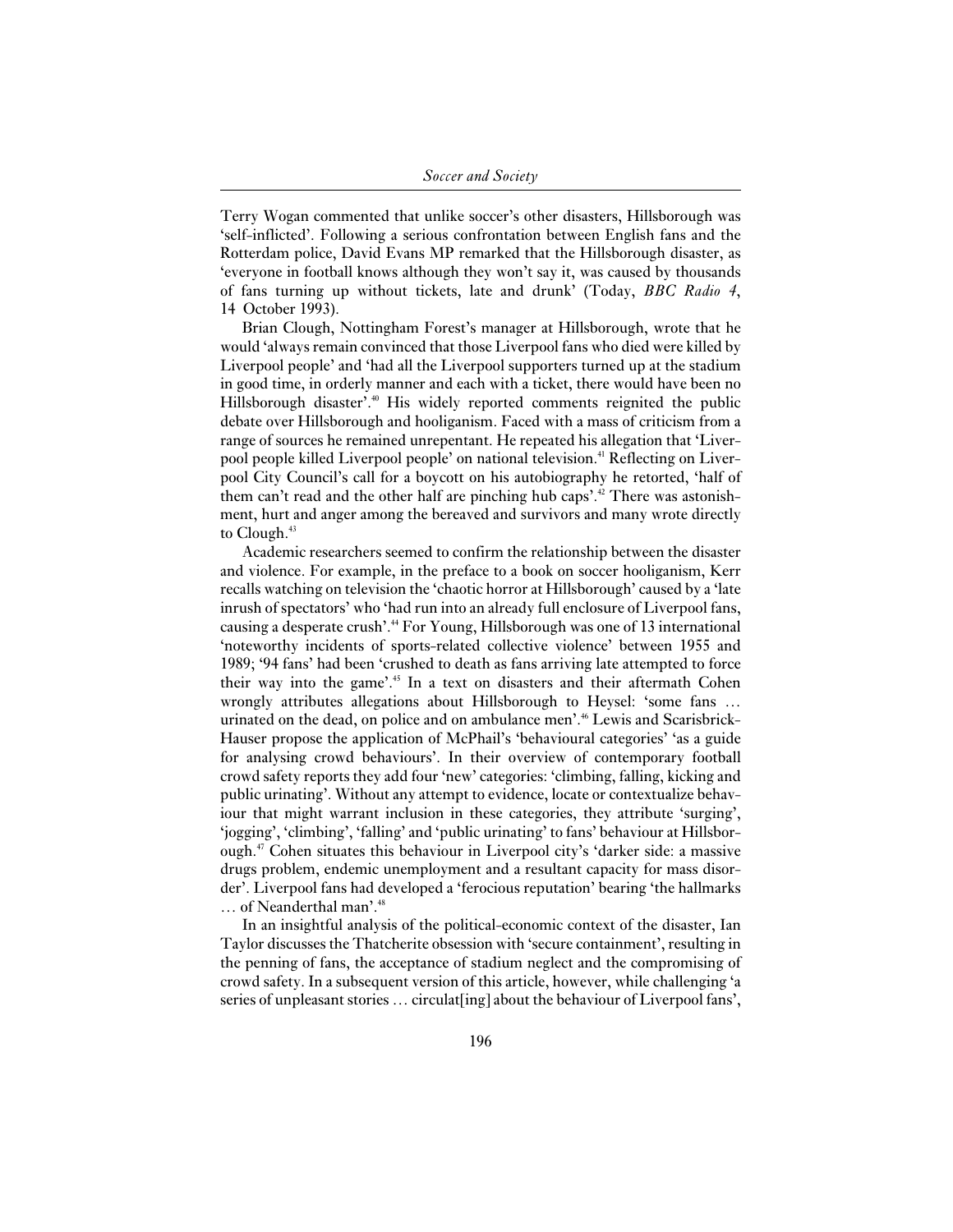Terry Wogan commented that unlike soccer's other disasters, Hillsborough was 'self-inflicted'. Following a serious confrontation between English fans and the Rotterdam police, David Evans MP remarked that the Hillsborough disaster, as 'everyone in football knows although they won't say it, was caused by thousands of fans turning up without tickets, late and drunk' (Today, *BBC Radio 4*, 14 October 1993).

Brian Clough, Nottingham Forest's manager at Hillsborough, wrote that he would 'always remain convinced that those Liverpool fans who died were killed by Liverpool people' and 'had all the Liverpool supporters turned up at the stadium in good time, in orderly manner and each with a ticket, there would have been no Hillsborough disaster'.[40] His widely reported comments reignited the public debate over Hillsborough and hooliganism. Faced with a mass of criticism from a range of sources he remained unrepentant. He repeated his allegation that 'Liverpool people killed Liverpool people' on national television.[41] Reflecting on Liverpool City Council's call for a boycott on his autobiography he retorted, 'half of them can't read and the other half are pinching hub caps'.[42] There was astonishment, hurt and anger among the bereaved and survivors and many wrote directly to Clough.[43]

Academic researchers seemed to confirm the relationship between the disaster and violence. For example, in the preface to a book on soccer hooliganism, Kerr recalls watching on television the 'chaotic horror at Hillsborough' caused by a 'late inrush of spectators' who 'had run into an already full enclosure of Liverpool fans, causing a desperate crush'.[44] For Young, Hillsborough was one of 13 international 'noteworthy incidents of sports-related collective violence' between 1955 and 1989; '94 fans' had been 'crushed to death as fans arriving late attempted to force their way into the game'.[45] In a text on disasters and their aftermath Cohen wrongly attributes allegations about Hillsborough to Heysel: 'some fans … urinated on the dead, on police and on ambulance men'.[46] Lewis and Scarisbrick-Hauser propose the application of McPhail's 'behavioural categories' 'as a guide for analysing crowd behaviours'. In their overview of contemporary football crowd safety reports they add four 'new' categories: 'climbing, falling, kicking and public urinating'. Without any attempt to evidence, locate or contextualize behaviour that might warrant inclusion in these categories, they attribute 'surging', 'jogging', 'climbing', 'falling' and 'public urinating' to fans' behaviour at Hillsborough.[47] Cohen situates this behaviour in Liverpool city's 'darker side: a massive drugs problem, endemic unemployment and a resultant capacity for mass disorder'. Liverpool fans had developed a 'ferocious reputation' bearing 'the hallmarks … of Neanderthal man'.[48]

In an insightful analysis of the political-economic context of the disaster, Ian Taylor discusses the Thatcherite obsession with 'secure containment', resulting in the penning of fans, the acceptance of stadium neglect and the compromising of crowd safety. In a subsequent version of this article, however, while challenging 'a series of unpleasant stories … circulat[ing] about the behaviour of Liverpool fans',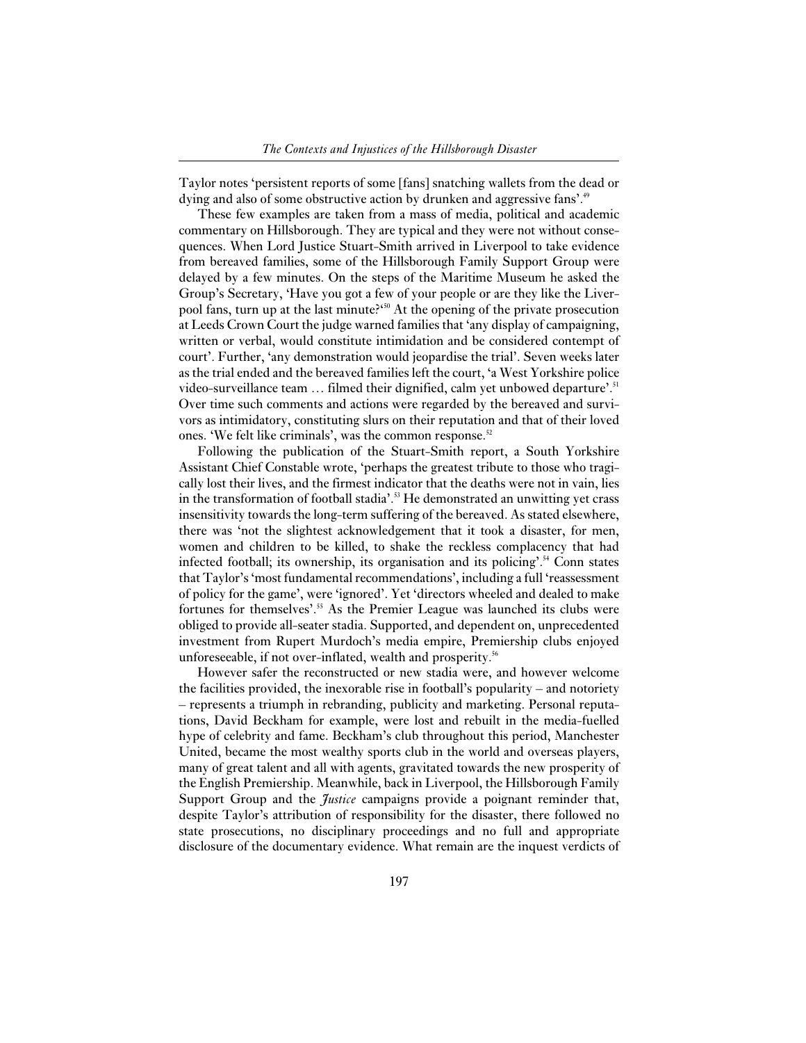Taylor notes 'persistent reports of some [fans] snatching wallets from the dead or dying and also of some obstructive action by drunken and aggressive fans'.[49]

These few examples are taken from a mass of media, political and academic commentary on Hillsborough. They are typical and they were not without consequences. When Lord Justice Stuart-Smith arrived in Liverpool to take evidence from bereaved families, some of the Hillsborough Family Support Group were delayed by a few minutes. On the steps of the Maritime Museum he asked the Group's Secretary, 'Have you got a few of your people or are they like the Liverpool fans, turn up at the last minute?'[50] At the opening of the private prosecution at Leeds Crown Court the judge warned families that 'any display of campaigning, written or verbal, would constitute intimidation and be considered contempt of court'. Further, 'any demonstration would jeopardise the trial'. Seven weeks later as the trial ended and the bereaved families left the court, 'a West Yorkshire police video-surveillance team … filmed their dignified, calm yet unbowed departure'.[51] Over time such comments and actions were regarded by the bereaved and survivors as intimidatory, constituting slurs on their reputation and that of their loved ones. 'We felt like criminals', was the common response.[52]

Following the publication of the Stuart-Smith report, a South Yorkshire Assistant Chief Constable wrote, 'perhaps the greatest tribute to those who tragically lost their lives, and the firmest indicator that the deaths were not in vain, lies in the transformation of football stadia'.[53] He demonstrated an unwitting yet crass insensitivity towards the long-term suffering of the bereaved. As stated elsewhere, there was 'not the slightest acknowledgement that it took a disaster, for men, women and children to be killed, to shake the reckless complacency that had infected football; its ownership, its organisation and its policing'.[54] Conn states that Taylor's 'most fundamental recommendations', including a full 'reassessment of policy for the game', were 'ignored'. Yet 'directors wheeled and dealed to make fortunes for themselves'.[55] As the Premier League was launched its clubs were obliged to provide all-seater stadia. Supported, and dependent on, unprecedented investment from Rupert Murdoch's media empire, Premiership clubs enjoyed unforeseeable, if not over-inflated, wealth and prosperity.[56]

However safer the reconstructed or new stadia were, and however welcome the facilities provided, the inexorable rise in football's popularity – and notoriety – represents a triumph in rebranding, publicity and marketing. Personal reputations, David Beckham for example, were lost and rebuilt in the media-fuelled hype of celebrity and fame. Beckham's club throughout this period, Manchester United, became the most wealthy sports club in the world and overseas players, many of great talent and all with agents, gravitated towards the new prosperity of the English Premiership. Meanwhile, back in Liverpool, the Hillsborough Family Support Group and the *Justice* campaigns provide a poignant reminder that, despite Taylor's attribution of responsibility for the disaster, there followed no state prosecutions, no disciplinary proceedings and no full and appropriate disclosure of the documentary evidence. What remain are the inquest verdicts of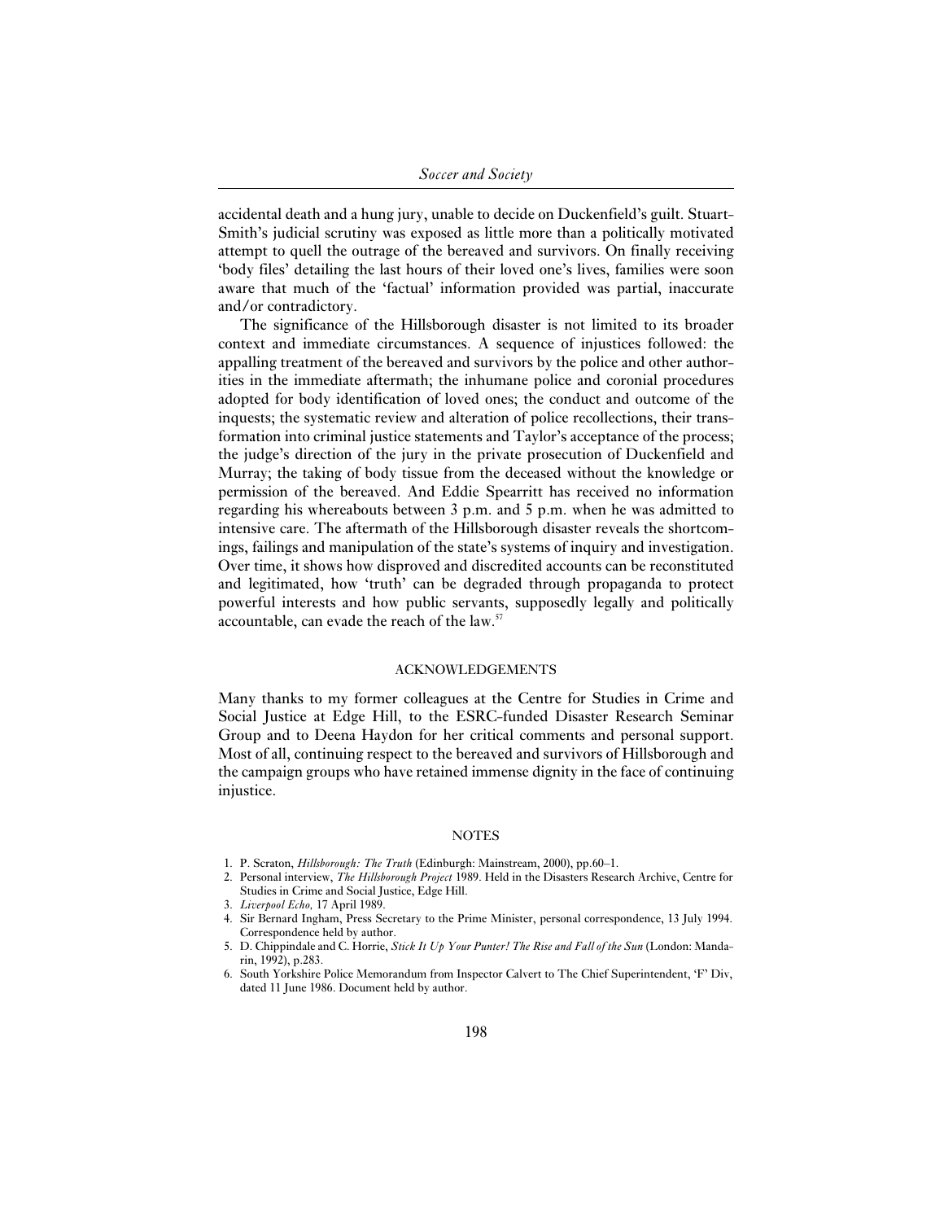accidental death and a hung jury, unable to decide on Duckenfield's guilt. Stuart-Smith's judicial scrutiny was exposed as little more than a politically motivated attempt to quell the outrage of the bereaved and survivors. On finally receiving 'body files' detailing the last hours of their loved one's lives, families were soon aware that much of the 'factual' information provided was partial, inaccurate and/or contradictory.

The significance of the Hillsborough disaster is not limited to its broader context and immediate circumstances. A sequence of injustices followed: the appalling treatment of the bereaved and survivors by the police and other authorities in the immediate aftermath; the inhumane police and coronial procedures adopted for body identification of loved ones; the conduct and outcome of the inquests; the systematic review and alteration of police recollections, their transformation into criminal justice statements and Taylor's acceptance of the process; the judge's direction of the jury in the private prosecution of Duckenfield and Murray; the taking of body tissue from the deceased without the knowledge or permission of the bereaved. And Eddie Spearritt has received no information regarding his whereabouts between 3 p.m. and 5 p.m. when he was admitted to intensive care. The aftermath of the Hillsborough disaster reveals the shortcomings, failings and manipulation of the state's systems of inquiry and investigation. Over time, it shows how disproved and discredited accounts can be reconstituted and legitimated, how 'truth' can be degraded through propaganda to protect powerful interests and how public servants, supposedly legally and politically accountable, can evade the reach of the law.[57]

## ACKNOWLEDGEMENTS

Many thanks to my former colleagues at the Centre for Studies in Crime and Social Justice at Edge Hill, to the ESRC-funded Disaster Research Seminar Group and to Deena Haydon for her critical comments and personal support. Most of all, continuing respect to the bereaved and survivors of Hillsborough and the campaign groups who have retained immense dignity in the face of continuing injustice.

## NOTES

1. P. Scraton, *Hillsborough: The Truth* (Edinburgh: Mainstream, 2000), pp.60–1.
2. Personal interview, *The Hillsborough Project* 1989. Held in the Disasters Research Archive, Centre for Studies in Crime and Social Justice, Edge Hill.
3. *Liverpool Echo,* 17 April 1989.
4. Sir Bernard Ingham, Press Secretary to the Prime Minister, personal correspondence, 13 July 1994. Correspondence held by author.
5. D. Chippindale and C. Horrie, *Stick It Up Your Punter! The Rise and Fall of the Sun* (London: Mandarin, 1992), p.283.
6. South Yorkshire Police Memorandum from Inspector Calvert to The Chief Superintendent, 'F' Div, dated 11 June 1986. Document held by author.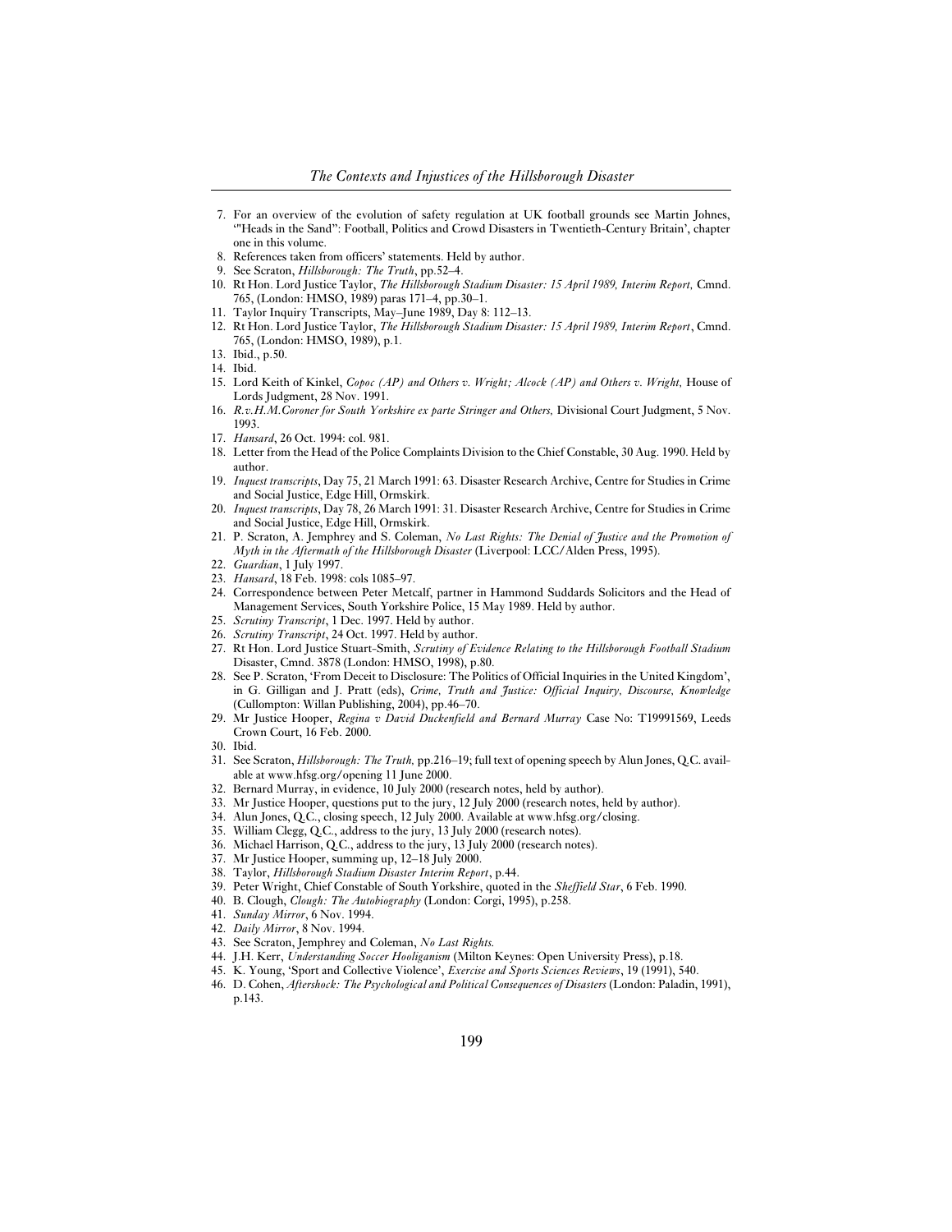7. For an overview of the evolution of safety regulation at UK football grounds see Martin Johnes, '"Heads in the Sand": Football, Politics and Crowd Disasters in Twentieth-Century Britain', chapter one in this volume.
8. References taken from officers' statements. Held by author.
9. See Scraton, *Hillsborough: The Truth*, pp.52–4.
10. Rt Hon. Lord Justice Taylor, *The Hillsborough Stadium Disaster: 15 April 1989, Interim Report,* Cmnd. 765, (London: HMSO, 1989) paras 171–4, pp.30–1.
11. Taylor Inquiry Transcripts, May–June 1989, Day 8: 112–13.
12. Rt Hon. Lord Justice Taylor, *The Hillsborough Stadium Disaster: 15 April 1989, Interim Report*, Cmnd. 765, (London: HMSO, 1989), p.1.
13. Ibid., p.50.
14. Ibid.
15. Lord Keith of Kinkel, *Copoc (AP) and Others v. Wright; Alcock (AP) and Others v. Wright,* House of Lords Judgment, 28 Nov. 1991.
16. *R.v.H.M.Coroner for South Yorkshire ex parte Stringer and Others,* Divisional Court Judgment, 5 Nov. 1993.
17. *Hansard*, 26 Oct. 1994: col. 981.
18. Letter from the Head of the Police Complaints Division to the Chief Constable, 30 Aug. 1990. Held by author.
19. *Inquest transcripts*, Day 75, 21 March 1991: 63. Disaster Research Archive, Centre for Studies in Crime and Social Justice, Edge Hill, Ormskirk.
20. *Inquest transcripts*, Day 78, 26 March 1991: 31. Disaster Research Archive, Centre for Studies in Crime and Social Justice, Edge Hill, Ormskirk.
21. P. Scraton, A. Jemphrey and S. Coleman, *No Last Rights: The Denial of Justice and the Promotion of Myth in the Aftermath of the Hillsborough Disaster* (Liverpool: LCC/Alden Press, 1995).
22. *Guardian*, 1 July 1997.
23. *Hansard*, 18 Feb. 1998: cols 1085–97.
24. Correspondence between Peter Metcalf, partner in Hammond Suddards Solicitors and the Head of Management Services, South Yorkshire Police, 15 May 1989. Held by author.
25. *Scrutiny Transcript*, 1 Dec. 1997. Held by author.
26. *Scrutiny Transcript*, 24 Oct. 1997. Held by author.
27. Rt Hon. Lord Justice Stuart-Smith, *Scrutiny of Evidence Relating to the Hillsborough Football Stadium* Disaster, Cmnd. 3878 (London: HMSO, 1998), p.80.
28. See P. Scraton, 'From Deceit to Disclosure: The Politics of Official Inquiries in the United Kingdom', in G. Gilligan and J. Pratt (eds), *Crime, Truth and Justice: Official Inquiry, Discourse, Knowledge* (Cullompton: Willan Publishing, 2004), pp.46–70.
29. Mr Justice Hooper, *Regina v David Duckenfield and Bernard Murray* Case No: T19991569, Leeds Crown Court, 16 Feb. 2000.
30. Ibid.
31. See Scraton, *Hillsborough: The Truth,* pp.216–19; full text of opening speech by Alun Jones, Q.C. available at www.hfsg.org/opening 11 June 2000.
32. Bernard Murray, in evidence, 10 July 2000 (research notes, held by author).
33. Mr Justice Hooper, questions put to the jury, 12 July 2000 (research notes, held by author).
34. Alun Jones, Q.C., closing speech, 12 July 2000. Available at www.hfsg.org/closing.
35. William Clegg, Q.C., address to the jury, 13 July 2000 (research notes).
36. Michael Harrison, Q.C., address to the jury, 13 July 2000 (research notes).
37. Mr Justice Hooper, summing up, 12–18 July 2000.
38. Taylor, *Hillsborough Stadium Disaster Interim Report*, p.44.
39. Peter Wright, Chief Constable of South Yorkshire, quoted in the *Sheffield Star*, 6 Feb. 1990.
40. B. Clough, *Clough: The Autobiography* (London: Corgi, 1995), p.258.
41. *Sunday Mirror*, 6 Nov. 1994.
42. *Daily Mirror*, 8 Nov. 1994.
43. See Scraton, Jemphrey and Coleman, *No Last Rights.*
44. J.H. Kerr, *Understanding Soccer Hooliganism* (Milton Keynes: Open University Press), p.18.
45. K. Young, 'Sport and Collective Violence', *Exercise and Sports Sciences Reviews*, 19 (1991), 540.
46. D. Cohen, *Aftershock: The Psychological and Political Consequences of Disasters* (London: Paladin, 1991), p.143.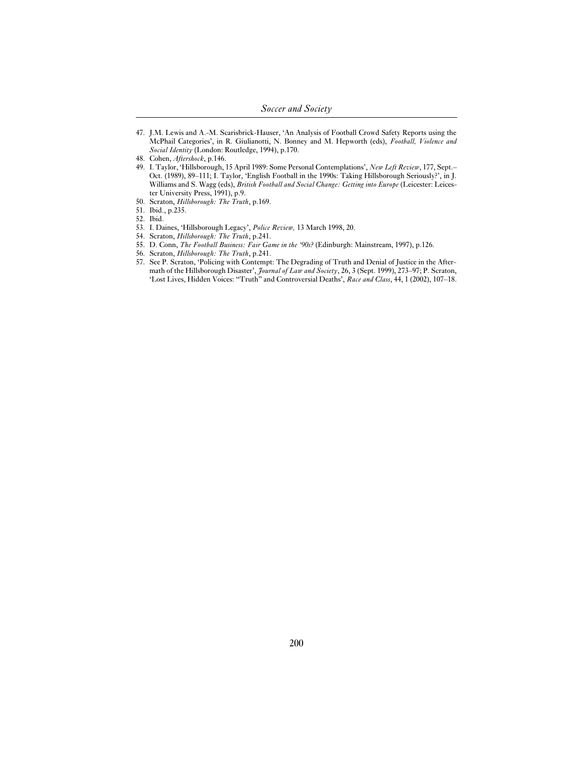47. J.M. Lewis and A.-M. Scarisbrick-Hauser, 'An Analysis of Football Crowd Safety Reports using the McPhail Categories', in R. Giulianotti, N. Bonney and M. Hepworth (eds), *Football, Violence and Social Identity* (London: Routledge, 1994), p.170.
48. Cohen, *Aftershock*, p.146.
49. I. Taylor, 'Hillsborough, 15 April 1989: Some Personal Contemplations', *New Left Review*, 177, Sept.–Oct. (1989), 89–111; I. Taylor, 'English Football in the 1990s: Taking Hillsborough Seriously?', in J. Williams and S. Wagg (eds), *British Football and Social Change: Getting into Europe* (Leicester: Leicester University Press, 1991), p.9.
50. Scraton, *Hillsborough: The Truth*, p.169.
51. Ibid., p.235.
52. Ibid.
53. I. Daines, 'Hillsborough Legacy', *Police Review,* 13 March 1998, 20.
54. Scraton, *Hillsborough: The Truth*, p.241.
55. D. Conn, *The Football Business: Fair Game in the '90s?* (Edinburgh: Mainstream, 1997), p.126.
56. Scraton, *Hillsborough: The Truth*, p.241.
57. See P. Scraton, 'Policing with Contempt: The Degrading of Truth and Denial of Justice in the Aftermath of the Hillsborough Disaster', *Journal of Law and Society*, 26, 3 (Sept. 1999), 273–97; P. Scraton, 'Lost Lives, Hidden Voices: "Truth" and Controversial Deaths', *Race and Class*, 44, 1 (2002), 107–18.